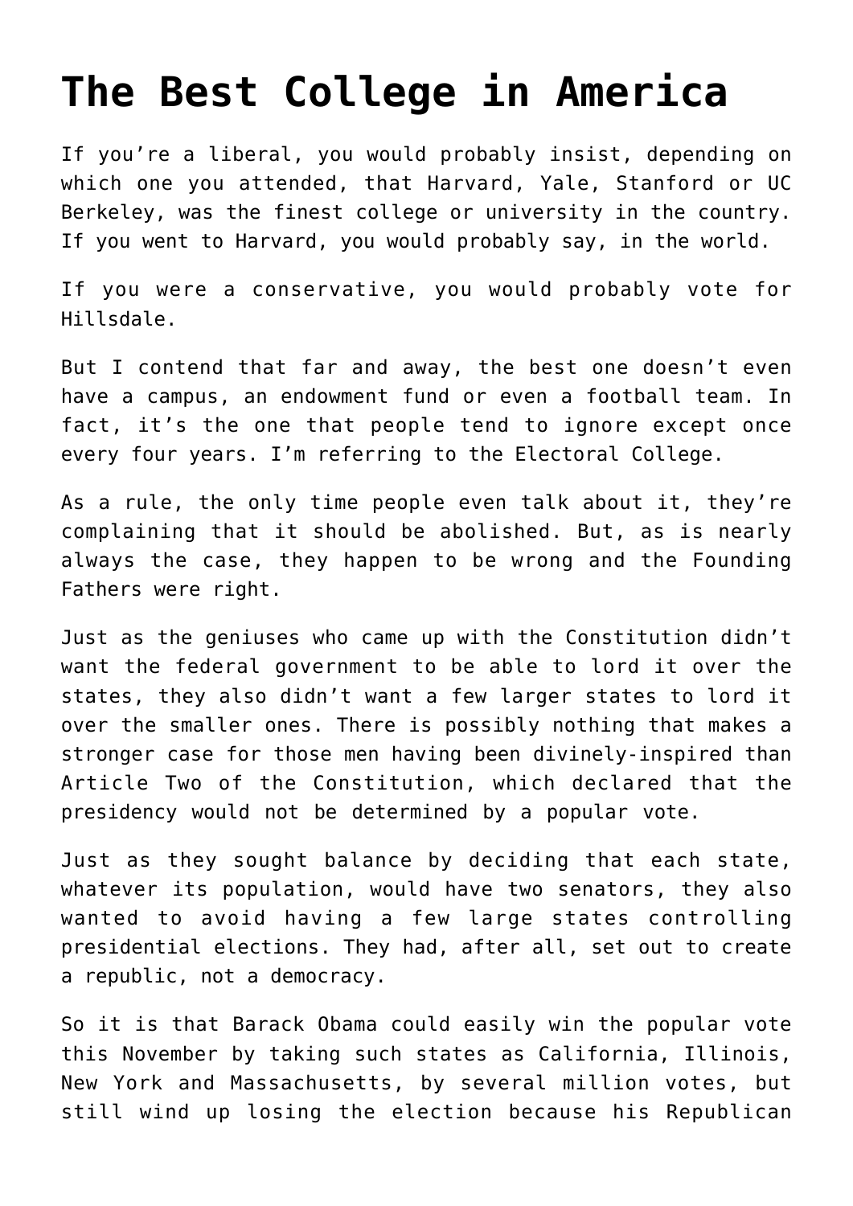# The Best College in America

If you're a liberal, you would probably insist, depending on which one you attended, that Harvard, Yale, Stanford or UC Berkeley, was the finest college or university in the country. If you went to Harvard, you would probably say, in the world.

If you were a conservative, you would probably vote for Hillsdale.

But I contend that far and away, the best one doesn't even have a campus, an endowment fund or even a football team. In fact, it's the one that people tend to ignore except once every four years. I'm referring to the Electoral College.

As a rule, the only time people even talk about it, they're complaining that it should be abolished. But, as is nearly always the case, they happen to be wrong and the Founding Fathers were right.

Just as the geniuses who came up with the Constitution didn't want the federal government to be able to lord it over the states, they also didn't want a few larger states to lord it over the smaller ones. There is possibly nothing that makes a stronger case for those men having been divinely-inspired than Article Two of the Constitution, which declared that the presidency would not be determined by a popular vote.

Just as they sought balance by deciding that each state, whatever its population, would have two senators, they also wanted to avoid having a few large states controlling presidential elections. They had, after all, set out to create a republic, not a democracy.

So it is that Barack Obama could easily win the popular vote this November by taking such states as California, Illinois, New York and Massachusetts, by several million votes, but still wind up losing the election because his Republican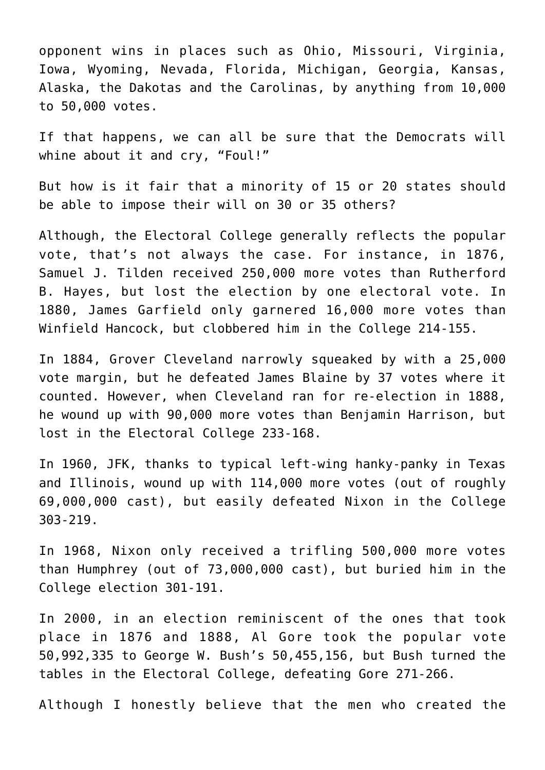opponent wins in places such as Ohio, Missouri, Virginia, Iowa, Wyoming, Nevada, Florida, Michigan, Georgia, Kansas, Alaska, the Dakotas and the Carolinas, by anything from 10,000 to 50,000 votes.

If that happens, we can all be sure that the Democrats will whine about it and cry, "Foul!"

But how is it fair that a minority of 15 or 20 states should be able to impose their will on 30 or 35 others?

Although, the Electoral College generally reflects the popular vote, that's not always the case. For instance, in 1876, Samuel J. Tilden received 250,000 more votes than Rutherford B. Hayes, but lost the election by one electoral vote. In 1880, James Garfield only garnered 16,000 more votes than Winfield Hancock, but clobbered him in the College 214-155.

In 1884, Grover Cleveland narrowly squeaked by with a 25,000 vote margin, but he defeated James Blaine by 37 votes where it counted. However, when Cleveland ran for re-election in 1888, he wound up with 90,000 more votes than Benjamin Harrison, but lost in the Electoral College 233-168.

In 1960, JFK, thanks to typical left-wing hanky-panky in Texas and Illinois, wound up with 114,000 more votes (out of roughly 69,000,000 cast), but easily defeated Nixon in the College 303-219.

In 1968, Nixon only received a trifling 500,000 more votes than Humphrey (out of 73,000,000 cast), but buried him in the College election 301-191.

In 2000, in an election reminiscent of the ones that took place in 1876 and 1888, Al Gore took the popular vote 50,992,335 to George W. Bush's 50,455,156, but Bush turned the tables in the Electoral College, defeating Gore 271-266.

Although I honestly believe that the men who created the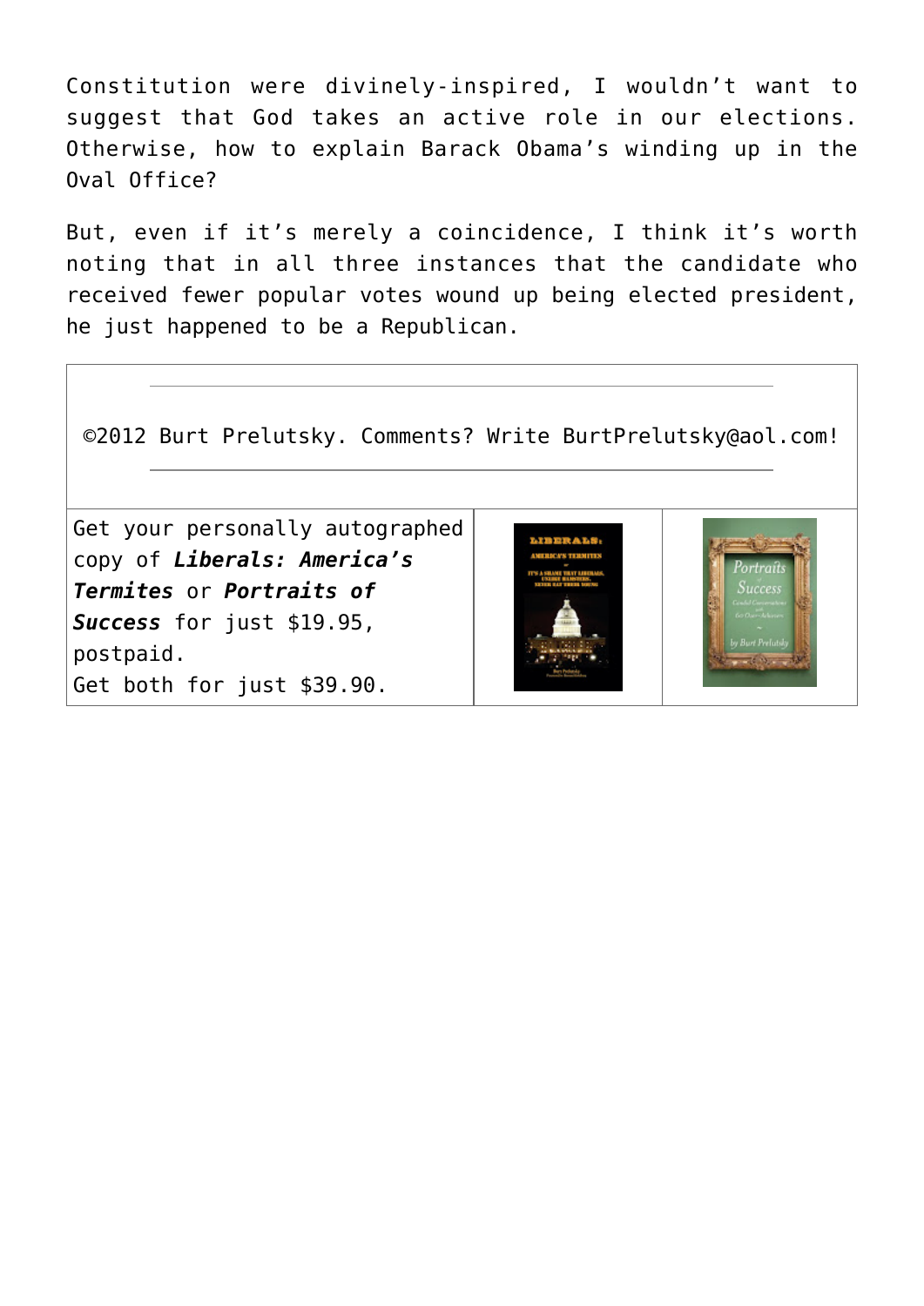Constitution were divinely-inspired, I wouldn't want to suggest that God takes an active role in our elections. Otherwise, how to explain Barack Obama's winding up in the Oval Office?

But, even if it's merely a coincidence, I think it's worth noting that in all three instances that the candidate who received fewer popular votes wound up being elected president, he just happened to be a Republican.

---

©2012 Burt Prelutsky. Comments? Write BurtPrelutsky@aol.com!

---

Get your personally autographed copy of ***Liberals: America's Termites*** or ***Portraits of Success*** for just $19.95, postpaid.
Get both for just $39.90.